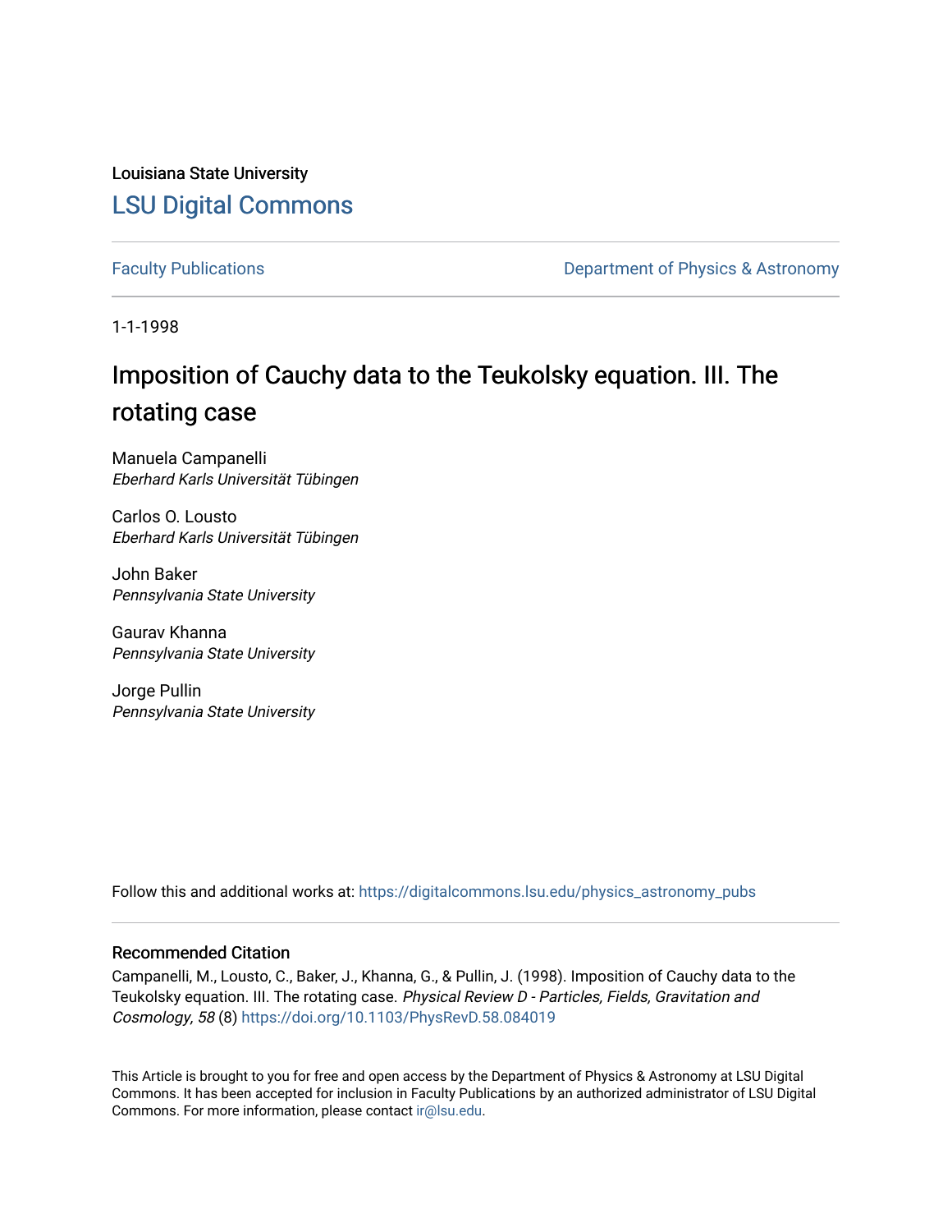Louisiana State University

# LSU Digital Commons

Faculty Publications

Department of Physics & Astronomy

1-1-1998

# Imposition of Cauchy data to the Teukolsky equation. III. The rotating case

Manuela Campanelli
*Eberhard Karls Universität Tübingen*

Carlos O. Lousto
*Eberhard Karls Universität Tübingen*

John Baker
*Pennsylvania State University*

Gaurav Khanna
*Pennsylvania State University*

Jorge Pullin
*Pennsylvania State University*

Follow this and additional works at: https://digitalcommons.lsu.edu/physics_astronomy_pubs

## Recommended Citation

Campanelli, M., Lousto, C., Baker, J., Khanna, G., & Pullin, J. (1998). Imposition of Cauchy data to the Teukolsky equation. III. The rotating case. *Physical Review D - Particles, Fields, Gravitation and Cosmology, 58* (8) https://doi.org/10.1103/PhysRevD.58.084019

This Article is brought to you for free and open access by the Department of Physics & Astronomy at LSU Digital Commons. It has been accepted for inclusion in Faculty Publications by an authorized administrator of LSU Digital Commons. For more information, please contact ir@lsu.edu.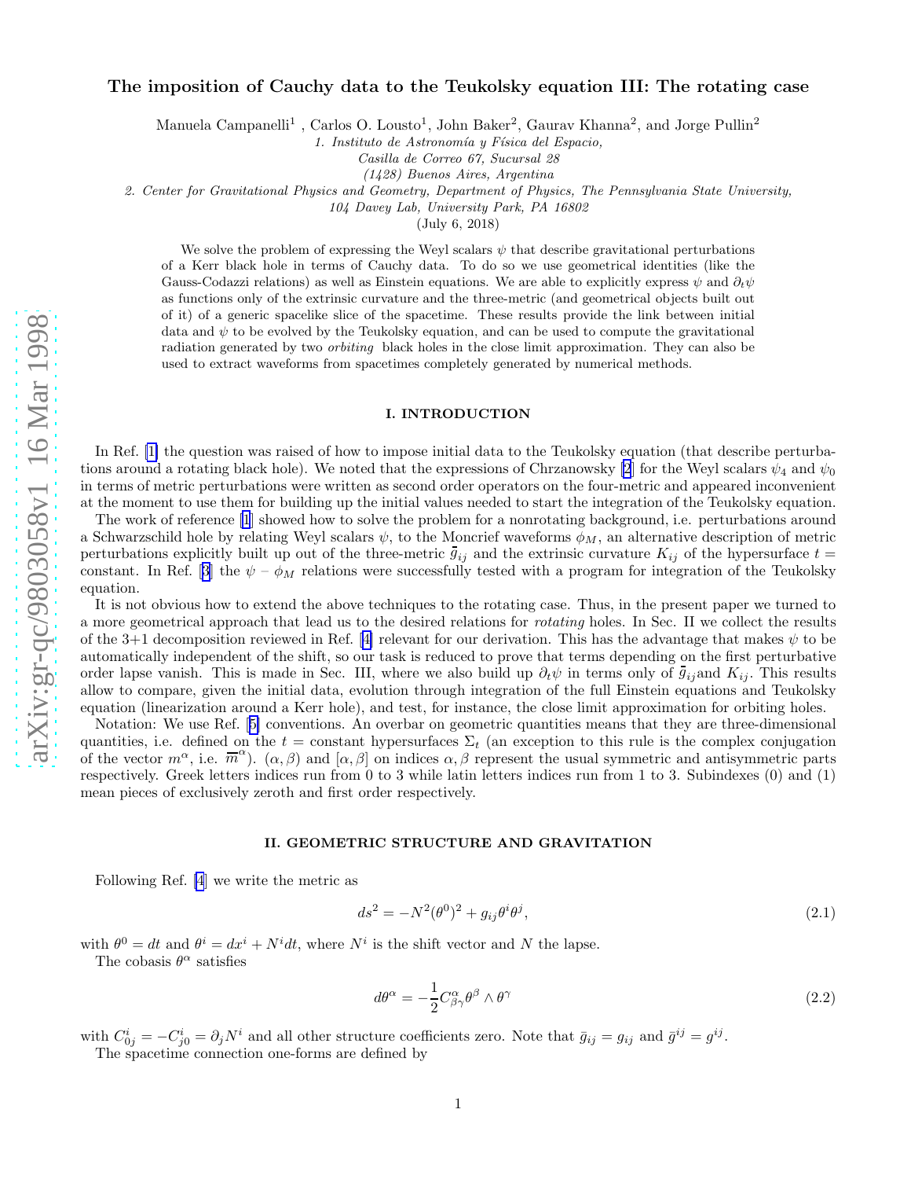# The imposition of Cauchy data to the Teukolsky equation III: The rotating case

Manuela Campanelli[1] , Carlos O. Lousto[1], John Baker[2], Gaurav Khanna[2], and Jorge Pullin[2]

*1. Instituto de Astronomía y Física del Espacio,*
*Casilla de Correo 67, Sucursal 28*
*(1428) Buenos Aires, Argentina*

*2. Center for Gravitational Physics and Geometry, Department of Physics, The Pennsylvania State University,*
*104 Davey Lab, University Park, PA 16802*

(July 6, 2018)

We solve the problem of expressing the Weyl scalars $\psi$ that describe gravitational perturbations of a Kerr black hole in terms of Cauchy data. To do so we use geometrical identities (like the Gauss-Codazzi relations) as well as Einstein equations. We are able to explicitly express $\psi$ and $\partial_t\psi$ as functions only of the extrinsic curvature and the three-metric (and geometrical objects built out of it) of a generic spacelike slice of the spacetime. These results provide the link between initial data and $\psi$ to be evolved by the Teukolsky equation, and can be used to compute the gravitational radiation generated by two *orbiting* black holes in the close limit approximation. They can also be used to extract waveforms from spacetimes completely generated by numerical methods.

## I. INTRODUCTION

In Ref. [1] the question was raised of how to impose initial data to the Teukolsky equation (that describe perturbations around a rotating black hole). We noted that the expressions of Chrzanowsky [2] for the Weyl scalars $\psi_4$ and $\psi_0$ in terms of metric perturbations were written as second order operators on the four-metric and appeared inconvenient at the moment to use them for building up the initial values needed to start the integration of the Teukolsky equation.

The work of reference [1] showed how to solve the problem for a nonrotating background, i.e. perturbations around a Schwarzschild hole by relating Weyl scalars $\psi$, to the Moncrief waveforms $\phi_M$, an alternative description of metric perturbations explicitly built up out of the three-metric $\bar{g}_{ij}$ and the extrinsic curvature $K_{ij}$ of the hypersurface $t =$ constant. In Ref. [3] the $\psi - \phi_M$ relations were successfully tested with a program for integration of the Teukolsky equation.

It is not obvious how to extend the above techniques to the rotating case. Thus, in the present paper we turned to a more geometrical approach that lead us to the desired relations for *rotating* holes. In Sec. II we collect the results of the 3+1 decomposition reviewed in Ref. [4] relevant for our derivation. This has the advantage that makes $\psi$ to be automatically independent of the shift, so our task is reduced to prove that terms depending on the first perturbative order lapse vanish. This is made in Sec. III, where we also build up $\partial_t\psi$ in terms only of $\bar{g}_{ij}$and $K_{ij}$. This results allow to compare, given the initial data, evolution through integration of the full Einstein equations and Teukolsky equation (linearization around a Kerr hole), and test, for instance, the close limit approximation for orbiting holes.

Notation: We use Ref. [5] conventions. An overbar on geometric quantities means that they are three-dimensional quantities, i.e. defined on the $t =$ constant hypersurfaces $\Sigma_t$ (an exception to this rule is the complex conjugation of the vector $m^\alpha$, i.e. $\overline{m}^\alpha$). $(\alpha, \beta)$ and $[\alpha, \beta]$ on indices $\alpha, \beta$ represent the usual symmetric and antisymmetric parts respectively. Greek letters indices run from 0 to 3 while latin letters indices run from 1 to 3. Subindexes (0) and (1) mean pieces of exclusively zeroth and first order respectively.

## II. GEOMETRIC STRUCTURE AND GRAVITATION

Following Ref. [4] we write the metric as

$$ds^2 = -N^2(\theta^0)^2 + g_{ij}\theta^i\theta^j, \tag{2.1}$$

with $\theta^0 = dt$ and $\theta^i = dx^i + N^i dt$, where $N^i$ is the shift vector and $N$ the lapse.

The cobasis $\theta^\alpha$ satisfies

$$d\theta^\alpha = -\frac{1}{2}C^\alpha_{\beta\gamma}\theta^\beta \wedge \theta^\gamma \tag{2.2}$$

with $C^i_{0j} = -C^i_{j0} = \partial_j N^i$ and all other structure coefficients zero. Note that $\bar{g}_{ij} = g_{ij}$ and $\bar{g}^{ij} = g^{ij}$.

The spacetime connection one-forms are defined by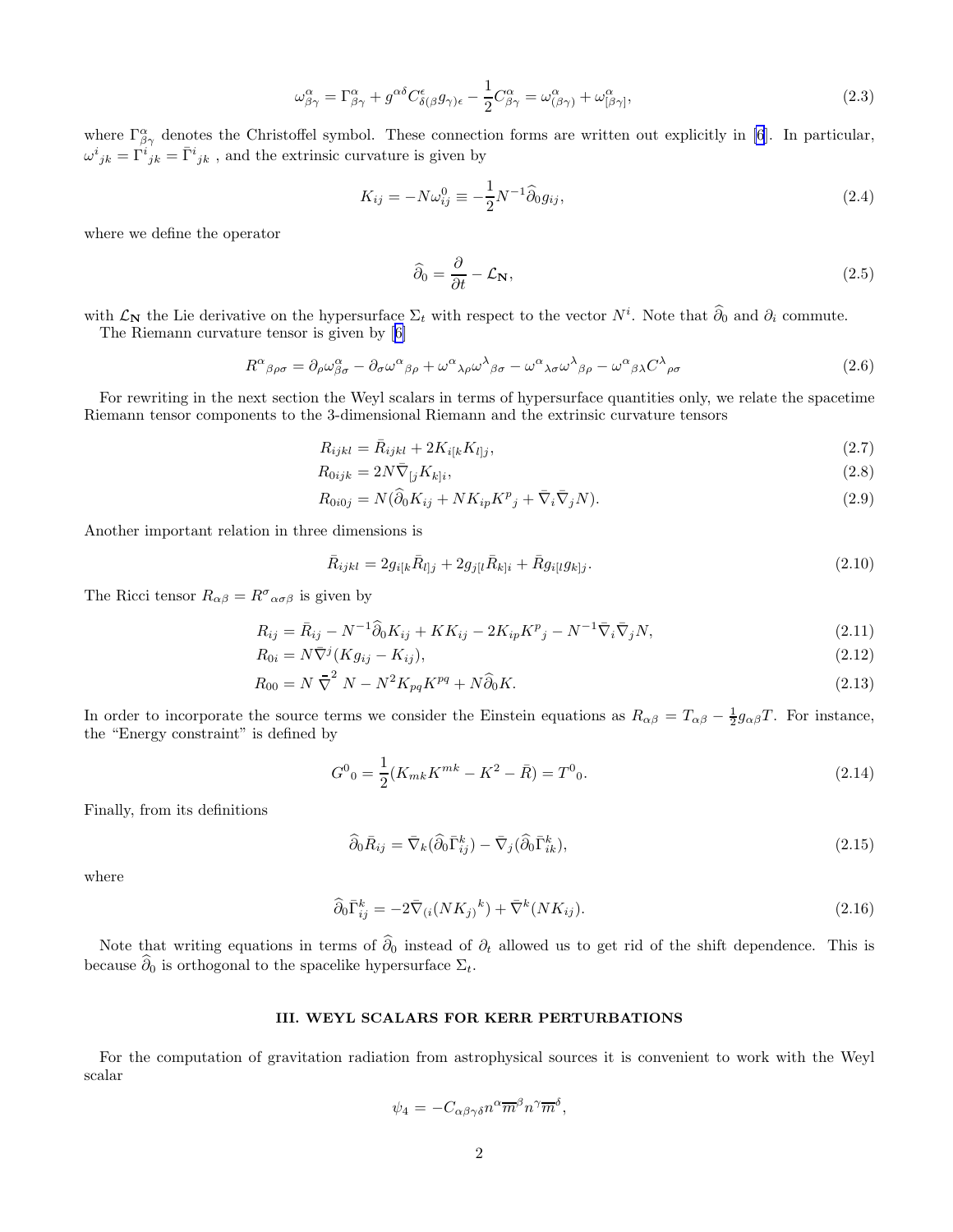$$\omega^\alpha_{\beta\gamma} = \Gamma^\alpha_{\beta\gamma} + g^{\alpha\delta} C^\epsilon_{\delta(\beta} g_{\gamma)\epsilon} - \frac{1}{2} C^\alpha_{\beta\gamma} = \omega^\alpha_{(\beta\gamma)} + \omega^\alpha_{[\beta\gamma]}, \tag{2.3}$$

where $\Gamma^\alpha_{\beta\gamma}$ denotes the Christoffel symbol. These connection forms are written out explicitly in [6]. In particular, $\omega^i{}_{jk} = \Gamma^i{}_{jk} = \bar{\Gamma}^i{}_{jk}$ , and the extrinsic curvature is given by

$$K_{ij} = -N\omega^0_{ij} \equiv -\frac{1}{2} N^{-1} \widehat{\partial}_0 g_{ij}, \tag{2.4}$$

where we define the operator

$$\widehat{\partial}_0 = \frac{\partial}{\partial t} - \mathcal{L}_{\mathbf{N}}, \tag{2.5}$$

with $\mathcal{L}_{\mathbf{N}}$ the Lie derivative on the hypersurface $\Sigma_t$ with respect to the vector $N^i$. Note that $\widehat{\partial}_0$ and $\partial_i$ commute.

The Riemann curvature tensor is given by [6]

$$R^\alpha{}_{\beta\rho\sigma} = \partial_\rho \omega^\alpha_{\beta\sigma} - \partial_\sigma \omega^\alpha{}_{\beta\rho} + \omega^\alpha{}_{\lambda\rho} \omega^\lambda{}_{\beta\sigma} - \omega^\alpha{}_{\lambda\sigma} \omega^\lambda{}_{\beta\rho} - \omega^\alpha{}_{\beta\lambda} C^\lambda{}_{\rho\sigma} \tag{2.6}$$

For rewriting in the next section the Weyl scalars in terms of hypersurface quantities only, we relate the spacetime Riemann tensor components to the 3-dimensional Riemann and the extrinsic curvature tensors

$$R_{ijkl} = \bar{R}_{ijkl} + 2K_{i[k} K_{l]j}, \tag{2.7}$$

$$R_{0ijk} = 2N \bar{\nabla}_{[j} K_{k]i}, \tag{2.8}$$

$$R_{0i0j} = N(\widehat{\partial}_0 K_{ij} + N K_{ip} K^p{}_j + \bar{\nabla}_i \bar{\nabla}_j N). \tag{2.9}$$

Another important relation in three dimensions is

$$\bar{R}_{ijkl} = 2g_{i[k} \bar{R}_{l]j} + 2g_{j[l} \bar{R}_{k]i} + \bar{R} g_{i[l} g_{k]j}. \tag{2.10}$$

The Ricci tensor $R_{\alpha\beta} = R^\sigma{}_{\alpha\sigma\beta}$ is given by

$$R_{ij} = \bar{R}_{ij} - N^{-1} \widehat{\partial}_0 K_{ij} + K K_{ij} - 2K_{ip} K^p{}_j - N^{-1} \bar{\nabla}_i \bar{\nabla}_j N, \tag{2.11}$$

$$R_{0i} = N \bar{\nabla}^j (K g_{ij} - K_{ij}), \tag{2.12}$$

$$R_{00} = N \, \bar{\nabla}^2 \, N - N^2 K_{pq} K^{pq} + N \widehat{\partial}_0 K. \tag{2.13}$$

In order to incorporate the source terms we consider the Einstein equations as $R_{\alpha\beta} = T_{\alpha\beta} - \frac{1}{2} g_{\alpha\beta} T$. For instance, the "Energy constraint" is defined by

$$G^0{}_0 = \frac{1}{2}(K_{mk} K^{mk} - K^2 - \bar{R}) = T^0{}_0. \tag{2.14}$$

Finally, from its definitions

$$\widehat{\partial}_0 \bar{R}_{ij} = \bar{\nabla}_k (\widehat{\partial}_0 \bar{\Gamma}^k_{ij}) - \bar{\nabla}_j (\widehat{\partial}_0 \bar{\Gamma}^k_{ik}), \tag{2.15}$$

where

$$\widehat{\partial}_0 \bar{\Gamma}^k_{ij} = -2 \bar{\nabla}_{(i} (N K_{j)}{}^k) + \bar{\nabla}^k (N K_{ij}). \tag{2.16}$$

Note that writing equations in terms of $\widehat{\partial}_0$ instead of $\partial_t$ allowed us to get rid of the shift dependence. This is because $\widehat{\partial}_0$ is orthogonal to the spacelike hypersurface $\Sigma_t$.

## III. WEYL SCALARS FOR KERR PERTURBATIONS

For the computation of gravitation radiation from astrophysical sources it is convenient to work with the Weyl scalar

$$\psi_4 = -C_{\alpha\beta\gamma\delta} n^\alpha \overline{m}^\beta n^\gamma \overline{m}^\delta,$$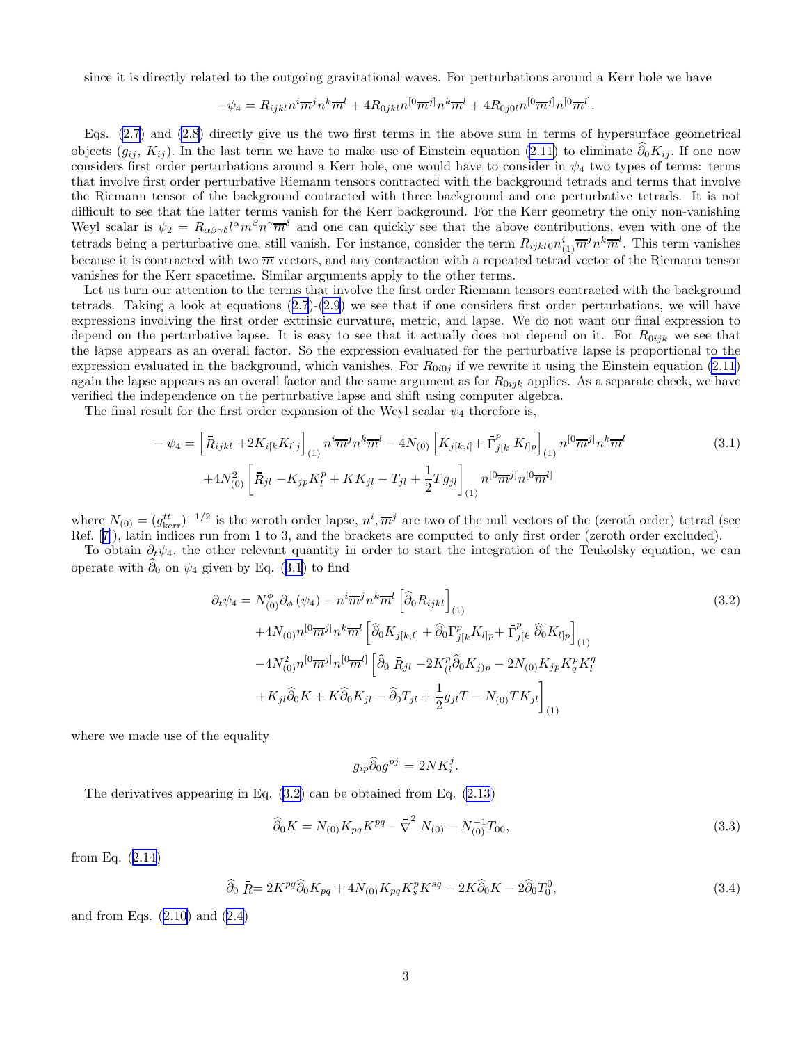since it is directly related to the outgoing gravitational waves. For perturbations around a Kerr hole we have

$$-\psi_4 = R_{ijkl} n^i \overline{m}^j n^k \overline{m}^l + 4R_{0jkl} n^{[0} \overline{m}^{j]} n^k \overline{m}^l + 4R_{0j0l} n^{[0} \overline{m}^{j]} n^{[0} \overline{m}^{l]}.$$

Eqs. (2.7) and (2.8) directly give us the two first terms in the above sum in terms of hypersurface geometrical objects ($g_{ij}$, $K_{ij}$). In the last term we have to make use of Einstein equation (2.11) to eliminate $\widehat{\partial}_0 K_{ij}$. If one now considers first order perturbations around a Kerr hole, one would have to consider in $\psi_4$ two types of terms: terms that involve first order perturbative Riemann tensors contracted with the background tetrads and terms that involve the Riemann tensor of the background contracted with three background and one perturbative tetrads. It is not difficult to see that the latter terms vanish for the Kerr background. For the Kerr geometry the only non-vanishing Weyl scalar is $\psi_2 = R_{\alpha\beta\gamma\delta} l^\alpha m^\beta n^\gamma \overline{m}^\delta$ and one can quickly see that the above contributions, even with one of the tetrads being a perturbative one, still vanish. For instance, consider the term $R_{ijkl0} n^i_{(1)} \overline{m}^j n^k \overline{m}^l$. This term vanishes because it is contracted with two $\overline{m}$ vectors, and any contraction with a repeated tetrad vector of the Riemann tensor vanishes for the Kerr spacetime. Similar arguments apply to the other terms.

Let us turn our attention to the terms that involve the first order Riemann tensors contracted with the background tetrads. Taking a look at equations (2.7)-(2.9) we see that if one considers first order perturbations, we will have expressions involving the first order extrinsic curvature, metric, and lapse. We do not want our final expression to depend on the perturbative lapse. It is easy to see that it actually does not depend on it. For $R_{0ijk}$ we see that the lapse appears as an overall factor. So the expression evaluated for the perturbative lapse is proportional to the expression evaluated in the background, which vanishes. For $R_{0i0j}$ if we rewrite it using the Einstein equation (2.11) again the lapse appears as an overall factor and the same argument as for $R_{0ijk}$ applies. As a separate check, we have verified the independence on the perturbative lapse and shift using computer algebra.

The final result for the first order expansion of the Weyl scalar $\psi_4$ therefore is,

$$
\begin{aligned}
-\psi_4 = & \left[\bar{R}_{ijkl} + 2K_{i[k}K_{l]j}\right]_{(1)} n^i \overline{m}^j n^k \overline{m}^l - 4N_{(0)} \left[K_{j[k,l]} + \bar{\Gamma}^p_{j[k}\, K_{l]p}\right]_{(1)} n^{[0} \overline{m}^{j]} n^k \overline{m}^l \\
& + 4N^2_{(0)} \left[\bar{R}_{jl} - K_{jp}K^p_l + KK_{jl} - T_{jl} + \frac{1}{2} T g_{jl}\right]_{(1)} n^{[0} \overline{m}^{j]} n^{[0} \overline{m}^{l]}
\end{aligned}
\tag{3.1}
$$

where $N_{(0)} = (g^{tt}_{\rm kerr})^{-1/2}$ is the zeroth order lapse, $n^i, \overline{m}^j$ are two of the null vectors of the (zeroth order) tetrad (see Ref. [7]), latin indices run from 1 to 3, and the brackets are computed to only first order (zeroth order excluded).

To obtain $\partial_t \psi_4$, the other relevant quantity in order to start the integration of the Teukolsky equation, we can operate with $\widehat{\partial}_0$ on $\psi_4$ given by Eq. (3.1) to find

$$
\begin{aligned}
\partial_t \psi_4 = & N^\phi_{(0)} \partial_\phi (\psi_4) - n^i \overline{m}^j n^k \overline{m}^l \left[\widehat{\partial}_0 R_{ijkl}\right]_{(1)} \\
& + 4N_{(0)} n^{[0} \overline{m}^{j]} n^k \overline{m}^l \left[\widehat{\partial}_0 K_{j[k,l]} + \widehat{\partial}_0 \Gamma^p_{j[k} K_{l]p} + \bar{\Gamma}^p_{j[k}\, \widehat{\partial}_0 K_{l]p}\right]_{(1)} \\
& - 4N^2_{(0)} n^{[0} \overline{m}^{j]} n^{[0} \overline{m}^{l]} \Big[\widehat{\partial}_0\, \bar{R}_{jl} - 2K^p_{(l} \widehat{\partial}_0 K_{j)p} - 2N_{(0)} K_{jp} K^p_q K^q_l \\
& + K_{jl} \widehat{\partial}_0 K + K \widehat{\partial}_0 K_{jl} - \widehat{\partial}_0 T_{jl} + \frac{1}{2} g_{jl} T - N_{(0)} T K_{jl}\Big]_{(1)}
\end{aligned}
\tag{3.2}
$$

where we made use of the equality

$$g_{ip} \widehat{\partial}_0 g^{pj} = 2NK^j_i.$$

The derivatives appearing in Eq. (3.2) can be obtained from Eq. (2.13)

$$\widehat{\partial}_0 K = N_{(0)} K_{pq} K^{pq} - \bar{\nabla}^2 N_{(0)} - N^{-1}_{(0)} T_{00}, \tag{3.3}$$

from Eq. (2.14)

$$\widehat{\partial}_0\, \bar{R} = 2K^{pq} \widehat{\partial}_0 K_{pq} + 4N_{(0)} K_{pq} K^p_s K^{sq} - 2K \widehat{\partial}_0 K - 2\widehat{\partial}_0 T^0_0, \tag{3.4}$$

and from Eqs. (2.10) and (2.4)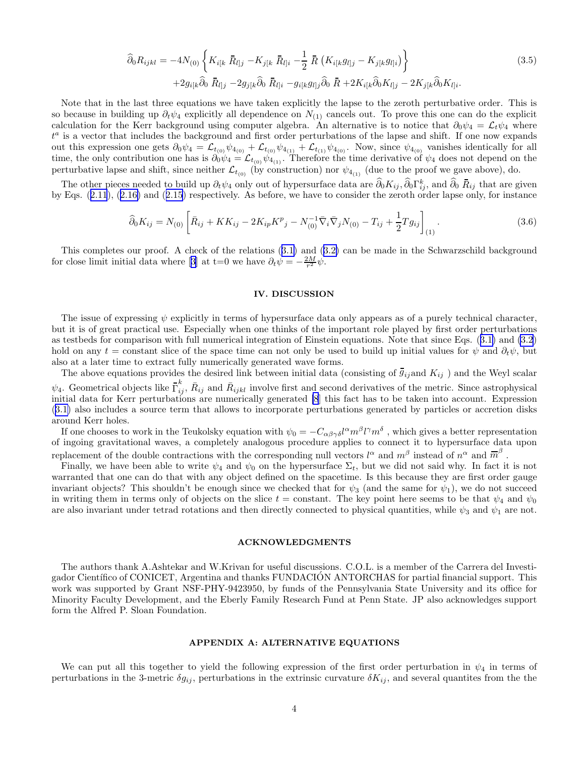$$
\begin{aligned}
\widehat{\partial}_0 R_{ijkl} = -4N_{(0)} \left\{ K_{i[k}\, \bar{R}_{l]j} - K_{j[k}\, \bar{R}_{l]i} - \frac{1}{2}\, \bar{R}\, \left( K_{i[k} g_{l]j} - K_{j[k} g_{l]i} \right) \right\} \\
+ 2 g_{i[k} \widehat{\partial}_0\, \bar{R}_{l]j} - 2 g_{j[k} \widehat{\partial}_0\, \bar{R}_{l]i} - g_{i[k} g_{l]j} \widehat{\partial}_0\, \bar{R} + 2 K_{i[k} \widehat{\partial}_0 K_{l]j} - 2 K_{j[k} \widehat{\partial}_0 K_{l]i}.
\end{aligned}
\tag{3.5}
$$

Note that in the last three equations we have taken explicitly the lapse to the zeroth perturbative order. This is so because in building up $\partial_t \psi_4$ explicitly all dependence on $N_{(1)}$ cancels out. To prove this one can do the explicit calculation for the Kerr background using computer algebra. An alternative is to notice that $\partial_0 \psi_4 = \mathcal{L}_t \psi_4$ where $t^a$ is a vector that includes the background and first order perturbations of the lapse and shift. If one now expands out this expression one gets $\partial_0 \psi_4 = \mathcal{L}_{t_{(0)}} \psi_{4_{(0)}} + \mathcal{L}_{t_{(0)}} \psi_{4_{(1)}} + \mathcal{L}_{t_{(1)}} \psi_{4_{(0)}}$. Now, since $\psi_{4_{(0)}}$ vanishes identically for all time, the only contribution one has is $\partial_0 \psi_4 = \mathcal{L}_{t_{(0)}} \psi_{4_{(1)}}$. Therefore the time derivative of $\psi_4$ does not depend on the perturbative lapse and shift, since neither $\mathcal{L}_{t_{(0)}}$ (by construction) nor $\psi_{4_{(1)}}$ (due to the proof we gave above), do.

The other pieces needed to build up $\partial_t \psi_4$ only out of hypersurface data are $\widehat{\partial}_0 K_{ij}, \widehat{\partial}_0 \Gamma^k_{ij}$, and $\widehat{\partial}_0\, \bar{R}_{ij}$ that are given by Eqs. (2.11), (2.16) and (2.15) respectively. As before, we have to consider the zeroth order lapse only, for instance

$$
\widehat{\partial}_0 K_{ij} = N_{(0)} \left[ \bar{R}_{ij} + K K_{ij} - 2 K_{ip} K^p{}_j - N_{(0)}^{-1} \bar{\nabla}_i \bar{\nabla}_j N_{(0)} - T_{ij} + \frac{1}{2} T g_{ij} \right]_{(1)}.
\tag{3.6}
$$

This completes our proof. A check of the relations (3.1) and (3.2) can be made in the Schwarzschild background for close limit initial data where [3] at t=0 we have $\partial_t \psi = -\frac{2M}{r^2} \psi$.

## IV. DISCUSSION

The issue of expressing $\psi$ explicitly in terms of hypersurface data only appears as of a purely technical character, but it is of great practical use. Especially when one thinks of the important role played by first order perturbations as testbeds for comparison with full numerical integration of Einstein equations. Note that since Eqs. (3.1) and (3.2) hold on any $t =$ constant slice of the space time can not only be used to build up initial values for $\psi$ and $\partial_t \psi$, but also at a later time to extract fully numerically generated wave forms.

The above equations provides the desired link between initial data (consisting of $\bar{g}_{ij}$and $K_{ij}$ ) and the Weyl scalar $\psi_4$. Geometrical objects like $\bar{\Gamma}^k_{ij}$, $\bar{R}_{ij}$ and $\bar{R}_{ijkl}$ involve first and second derivatives of the metric. Since astrophysical initial data for Kerr perturbations are numerically generated [8] this fact has to be taken into account. Expression (3.1) also includes a source term that allows to incorporate perturbations generated by particles or accretion disks around Kerr holes.

If one chooses to work in the Teukolsky equation with $\psi_0 = -C_{\alpha\beta\gamma\delta} l^\alpha m^\beta l^\gamma m^\delta$ , which gives a better representation of ingoing gravitational waves, a completely analogous procedure applies to connect it to hypersurface data upon replacement of the double contractions with the corresponding null vectors $l^\alpha$ and $m^\beta$ instead of $n^\alpha$ and $\overline{m}^\beta$ .

Finally, we have been able to write $\psi_4$ and $\psi_0$ on the hypersurface $\Sigma_t$, but we did not said why. In fact it is not warranted that one can do that with any object defined on the spacetime. Is this because they are first order gauge invariant objects? This shouldn't be enough since we checked that for $\psi_3$ (and the same for $\psi_1$), we do not succeed in writing them in terms only of objects on the slice $t =$ constant. The key point here seems to be that $\psi_4$ and $\psi_0$ are also invariant under tetrad rotations and then directly connected to physical quantities, while $\psi_3$ and $\psi_1$ are not.

## ACKNOWLEDGMENTS

The authors thank A.Ashtekar and W.Krivan for useful discussions. C.O.L. is a member of the Carrera del Investigador Científico of CONICET, Argentina and thanks FUNDACIÓN ANTORCHAS for partial financial support. This work was supported by Grant NSF-PHY-9423950, by funds of the Pennsylvania State University and its office for Minority Faculty Development, and the Eberly Family Research Fund at Penn State. JP also acknowledges support form the Alfred P. Sloan Foundation.

## APPENDIX A: ALTERNATIVE EQUATIONS

We can put all this together to yield the following expression of the first order perturbation in $\psi_4$ in terms of perturbations in the 3-metric $\delta g_{ij}$, perturbations in the extrinsic curvature $\delta K_{ij}$, and several quantites from the the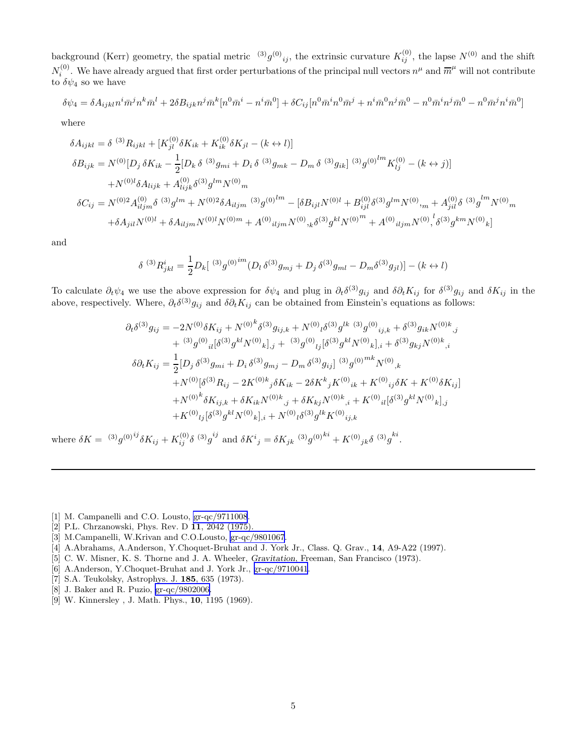background (Kerr) geometry, the spatial metric ${}^{(3)}g^{(0)}{}_{ij}$, the extrinsic curvature $K^{(0)}_{ij}$, the lapse $N^{(0)}$ and the shift $N^{(0)}_i$. We have already argued that first order perturbations of the principal null vectors $n^\mu$ and $\overline{m}^\mu$ will not contribute to $\delta\psi_4$ so we have

$$\delta\psi_4 = \delta A_{ijkl} n^i \bar{m}^j n^k \bar{m}^l + 2\delta B_{ijk} n^j \bar{m}^k [n^0 \bar{m}^i - n^i \bar{m}^0] + \delta C_{ij} [n^0 \bar{m}^i n^0 \bar{m}^j + n^i \bar{m}^0 n^j \bar{m}^0 - n^0 \bar{m}^i n^j \bar{m}^0 - n^0 \bar{m}^j n^i \bar{m}^0]$$

where

$$\delta A_{ijkl} = \delta\, {}^{(3)}R_{ijkl} + [K^{(0)}_{jl} \delta K_{ik} + K^{(0)}_{ik} \delta K_{jl} - (k \leftrightarrow l)]$$

$$\delta B_{ijk} = N^{(0)} [D_j\, \delta K_{ik} - \frac{1}{2}[D_k\, \delta\, {}^{(3)}g_{mi} + D_i\, \delta\, {}^{(3)}g_{mk} - D_m\, \delta\, {}^{(3)}g_{ik}]\, {}^{(3)}g^{(0)}{}^{lm} K^{(0)}_{lj} - (k \leftrightarrow j)]$$
$$+ N^{(0)l} \delta A_{lijk} + A^{(0)}_{lijk} \delta^{(3)} g^{lm} N^{(0)}{}_m$$

$$\delta C_{ij} = N^{(0)2} A^{(0)}_{iljm} \delta\, {}^{(3)}g^{lm} + N^{(0)2} \delta A_{iljm}\, {}^{(3)}g^{(0)}{}^{lm} - [\delta B_{ijl} N^{(0)l} + B^{(0)}_{ijl} \delta^{(3)} g^{lm} N^{(0)}{}_{,m} + A^{(0)}_{jil} \delta\, {}^{(3)}g^{lm} N^{(0)}{}_m$$
$$+ \delta A_{jil} N^{(0)l} + \delta A_{iljm} N^{(0)l} N^{(0)m} + A^{(0)}{}_{iljm} N^{(0)}{}_{,k} \delta^{(3)} g^{kl} N^{(0)}{}^m + A^{(0)}{}_{iljm} N^{(0)}{}_,{}^l \delta^{(3)} g^{km} N^{(0)}{}_k]$$

and

$$\delta\, {}^{(3)}R^i_{jkl} = \frac{1}{2} D_k [\, {}^{(3)}g^{(0)}{}^{im} (D_l\, \delta^{(3)} g_{mj} + D_j\, \delta^{(3)} g_{ml} - D_m \delta^{(3)} g_{jl})] - (k \leftrightarrow l)$$

To calculate $\partial_t \psi_4$ we use the above expression for $\delta\psi_4$ and plug in $\partial_t \delta^{(3)} g_{ij}$ and $\delta \partial_t K_{ij}$ for $\delta^{(3)} g_{ij}$ and $\delta K_{ij}$ in the above, respectively. Where, $\partial_t \delta^{(3)} g_{ij}$ and $\delta \partial_t K_{ij}$ can be obtained from Einstein's equations as follows:

$$\partial_t \delta^{(3)} g_{ij} = -2N^{(0)} \delta K_{ij} + N^{(0)}{}^k \delta^{(3)} g_{ij,k} + N^{(0)}{}_l \delta^{(3)} g^{lk}\, {}^{(3)}g^{(0)}{}_{ij,k} + \delta^{(3)} g_{ik} N^{(0)k}{}_{,j}$$
$$+ {}^{(3)}g^{(0)}{}_{il} [\delta^{(3)} g^{kl} N^{(0)}{}_k]_{,j} + {}^{(3)}g^{(0)}{}_{lj} [\delta^{(3)} g^{kl} N^{(0)}{}_k]_{,i} + \delta^{(3)} g_{kj} N^{(0)k}{}_{,i}$$

$$\delta \partial_t K_{ij} = \frac{1}{2} [D_j\, \delta^{(3)} g_{mi} + D_i\, \delta^{(3)} g_{mj} - D_m\, \delta^{(3)} g_{ij}]\, {}^{(3)}g^{(0)}{}^{mk} N^{(0)}{}_{,k}$$
$$+ N^{(0)} [\delta^{(3)} R_{ij} - 2K^{(0)k}{}_j \delta K_{ik} - 2\delta K^k{}_j K^{(0)}{}_{ik} + K^{(0)}{}_{ij} \delta K + K^{(0)} \delta K_{ij}]$$
$$+ N^{(0)}{}^k \delta K_{ij,k} + \delta K_{ik} N^{(0)k}{}_{,j} + \delta K_{kj} N^{(0)k}{}_{,i} + K^{(0)}{}_{il} [\delta^{(3)} g^{kl} N^{(0)}{}_k]_{,j}$$
$$+ K^{(0)}{}_{lj} [\delta^{(3)} g^{kl} N^{(0)}{}_k]_{,i} + N^{(0)}{}_l \delta^{(3)} g^{lk} K^{(0)}{}_{ij,k}$$

where $\delta K = {}^{(3)}g^{(0)}{}^{ij} \delta K_{ij} + K^{(0)}_{ij} \delta\, {}^{(3)}g^{ij}$ and $\delta K^i{}_j = \delta K_{jk}\, {}^{(3)}g^{(0)}{}^{ki} + K^{(0)}{}_{jk} \delta\, {}^{(3)}g^{ki}$.

---

[1] M. Campanelli and C.O. Lousto, gr-qc/9711008.
[2] P.L. Chrzanowski, Phys. Rev. D **11**, 2042 (1975).
[3] M.Campanelli, W.Krivan and C.O.Lousto, gr-qc/9801067.
[4] A.Abrahams, A.Anderson, Y.Choquet-Bruhat and J. York Jr., Class. Q. Grav., **14**, A9-A22 (1997).
[5] C. W. Misner, K. S. Thorne and J. A. Wheeler, *Gravitation*, Freeman, San Francisco (1973).
[6] A.Anderson, Y.Choquet-Bruhat and J. York Jr., gr-qc/9710041.
[7] S.A. Teukolsky, Astrophys. J. **185**, 635 (1973).
[8] J. Baker and R. Puzio, gr-qc/9802006.
[9] W. Kinnersley , J. Math. Phys., **10**, 1195 (1969).